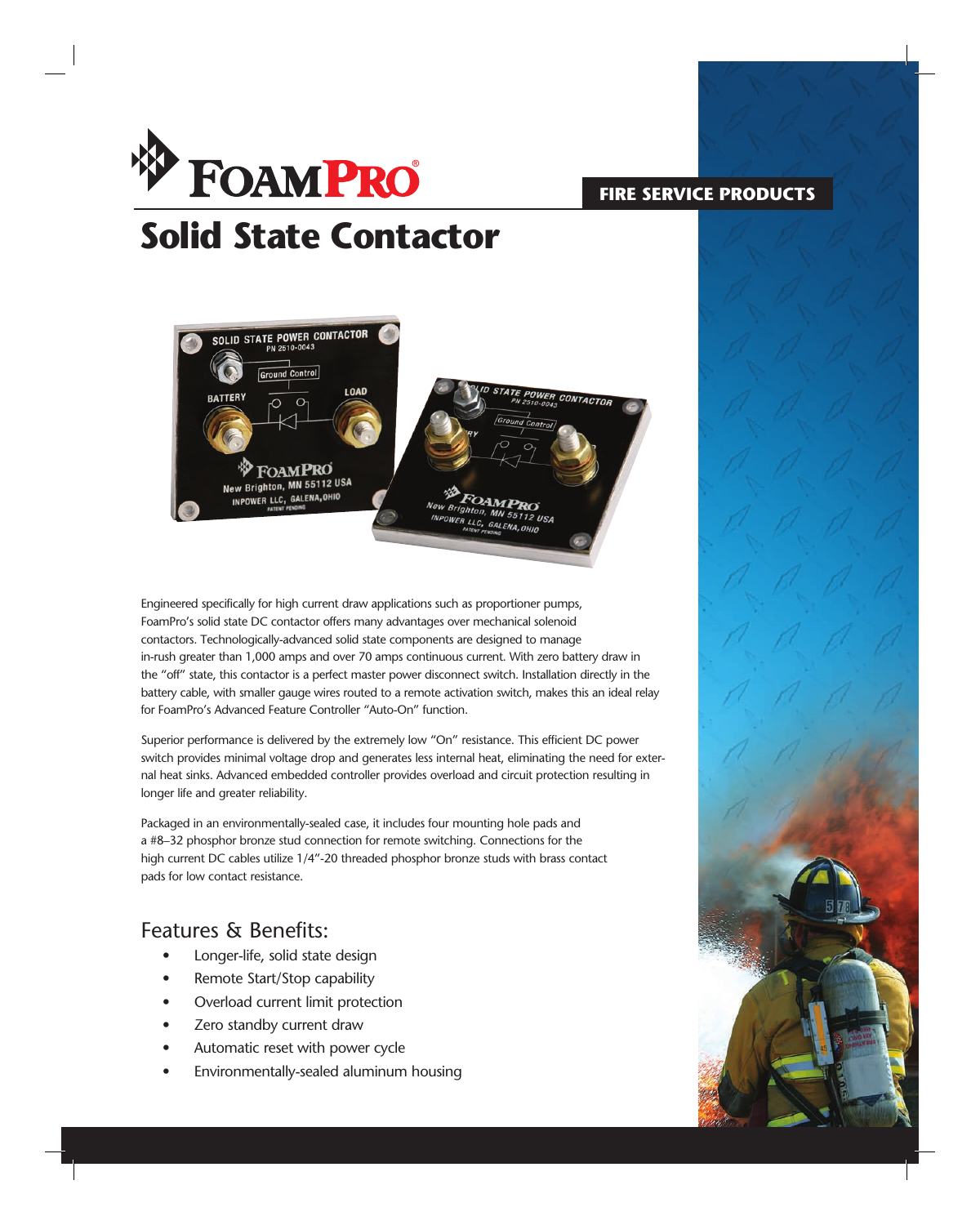FOAMPRO®

FIRE SERVICE PRODUCTS

# Solid State Contactor

Engineered specifically for high current draw applications such as proportioner pumps, FoamPro's solid state DC contactor offers many advantages over mechanical solenoid contactors. Technologically-advanced solid state components are designed to manage in-rush greater than 1,000 amps and over 70 amps continuous current. With zero battery draw in the "off" state, this contactor is a perfect master power disconnect switch. Installation directly in the battery cable, with smaller gauge wires routed to a remote activation switch, makes this an ideal relay for FoamPro's Advanced Feature Controller "Auto-On" function.

Superior performance is delivered by the extremely low "On" resistance. This efficient DC power switch provides minimal voltage drop and generates less internal heat, eliminating the need for external heat sinks. Advanced embedded controller provides overload and circuit protection resulting in longer life and greater reliability.

Packaged in an environmentally-sealed case, it includes four mounting hole pads and a #8–32 phosphor bronze stud connection for remote switching. Connections for the high current DC cables utilize 1/4"-20 threaded phosphor bronze studs with brass contact pads for low contact resistance.

## Features & Benefits:

- Longer-life, solid state design
- Remote Start/Stop capability
- Overload current limit protection
- Zero standby current draw
- Automatic reset with power cycle
- Environmentally-sealed aluminum housing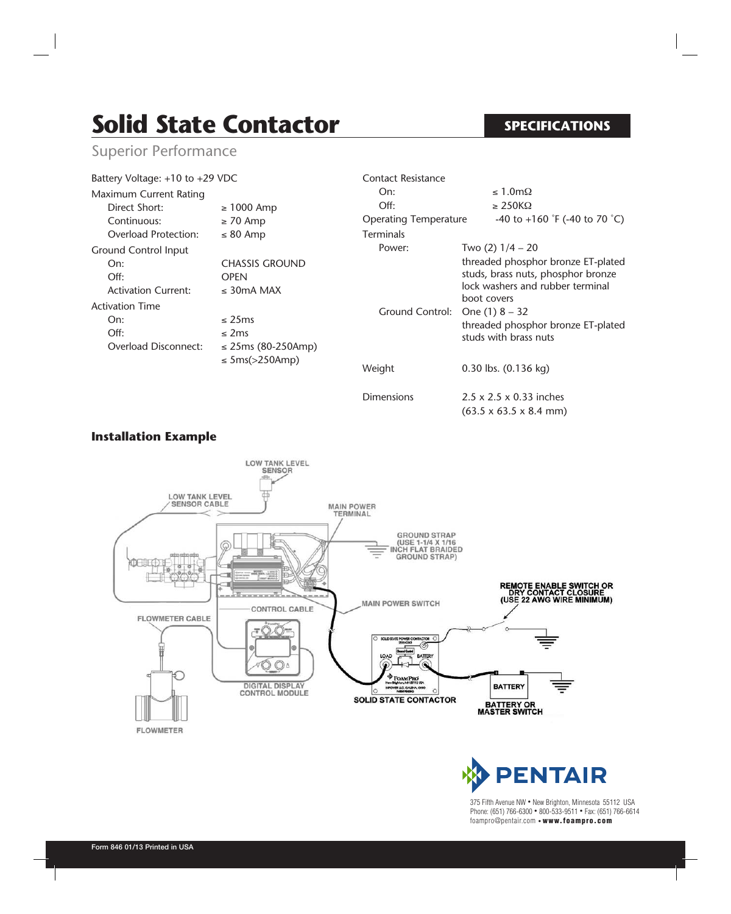# Solid State Contactor

**SPECIFICATIONS**

## Superior Performance

| | |
|---|---|
| Battery Voltage: +10 to +29 VDC | |
| Maximum Current Rating | |
| Direct Short: | ≥ 1000 Amp |
| Continuous: | ≥ 70 Amp |
| Overload Protection: | ≤ 80 Amp |
| Ground Control Input | |
| On: | CHASSIS GROUND |
| Off: | OPEN |
| Activation Current: | ≤ 30mA MAX |
| Activation Time | |
| On: | ≤ 25ms |
| Off: | ≤ 2ms |
| Overload Disconnect: | ≤ 25ms (80-250Amp)<br>≤ 5ms(>250Amp) |

| | |
|---|---|
| Contact Resistance | |
| On: | ≤ 1.0mΩ |
| Off: | ≥ 250KΩ |
| Operating Temperature | -40 to +160 ˚F (-40 to 70 ˚C) |
| Terminals | |
| Power: | Two (2) 1/4 – 20 threaded phosphor bronze ET-plated studs, brass nuts, phosphor bronze lock washers and rubber terminal boot covers |
| Ground Control: | One (1) 8 – 32 threaded phosphor bronze ET-plated studs with brass nuts |
| Weight | 0.30 lbs. (0.136 kg) |
| Dimensions | 2.5 x 2.5 x 0.33 inches<br>(63.5 x 63.5 x 8.4 mm) |

### Installation Example

LOW TANK LEVEL SENSOR
LOW TANK LEVEL SENSOR CABLE
MAIN POWER TERMINAL
GROUND STRAP (USE 1-1/4 X 1/16 INCH FLAT BRAIDED GROUND STRAP)
REMOTE ENABLE SWITCH OR DRY CONTACT CLOSURE (USE 22 AWG WIRE MINIMUM)
MAIN POWER SWITCH
CONTROL CABLE
FLOWMETER CABLE
DIGITAL DISPLAY CONTROL MODULE
SOLID STATE CONTACTOR
BATTERY
BATTERY OR MASTER SWITCH
FLOWMETER

PENTAIR

375 Fifth Avenue NW • New Brighton, Minnesota 55112 USA
Phone: (651) 766-6300 • 800-533-9511 • Fax: (651) 766-6614
foampro@pentair.com • **www.foampro.com**

Form 846 01/13 Printed in USA